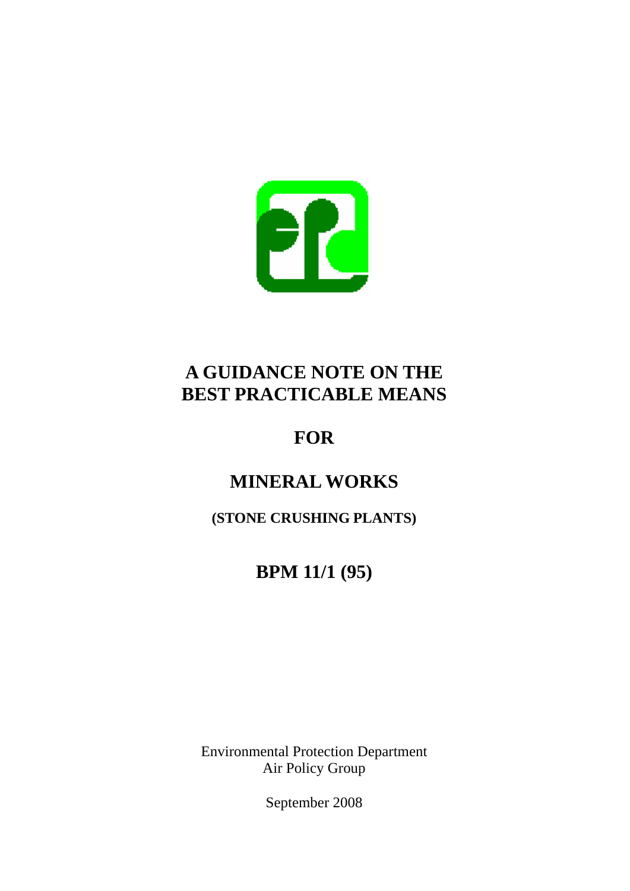# A GUIDANCE NOTE ON THE BEST PRACTICABLE MEANS

# FOR

# MINERAL WORKS

**(STONE CRUSHING PLANTS)**

## BPM 11/1 (95)

Environmental Protection Department
Air Policy Group

September 2008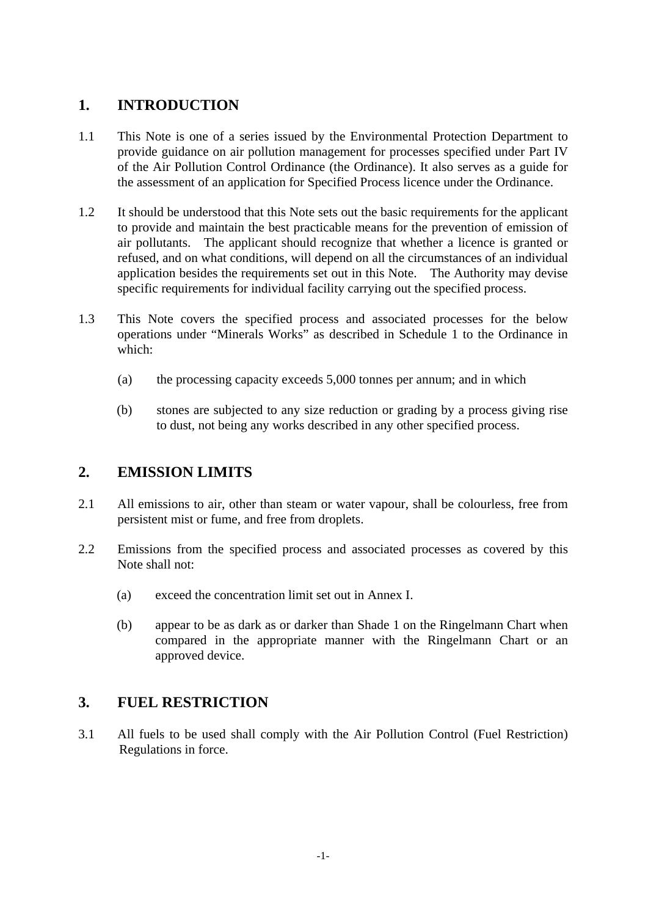## 1. INTRODUCTION

1.1 This Note is one of a series issued by the Environmental Protection Department to provide guidance on air pollution management for processes specified under Part IV of the Air Pollution Control Ordinance (the Ordinance). It also serves as a guide for the assessment of an application for Specified Process licence under the Ordinance.

1.2 It should be understood that this Note sets out the basic requirements for the applicant to provide and maintain the best practicable means for the prevention of emission of air pollutants. The applicant should recognize that whether a licence is granted or refused, and on what conditions, will depend on all the circumstances of an individual application besides the requirements set out in this Note. The Authority may devise specific requirements for individual facility carrying out the specified process.

1.3 This Note covers the specified process and associated processes for the below operations under "Minerals Works" as described in Schedule 1 to the Ordinance in which:

(a) the processing capacity exceeds 5,000 tonnes per annum; and in which

(b) stones are subjected to any size reduction or grading by a process giving rise to dust, not being any works described in any other specified process.

## 2. EMISSION LIMITS

2.1 All emissions to air, other than steam or water vapour, shall be colourless, free from persistent mist or fume, and free from droplets.

2.2 Emissions from the specified process and associated processes as covered by this Note shall not:

(a) exceed the concentration limit set out in Annex I.

(b) appear to be as dark as or darker than Shade 1 on the Ringelmann Chart when compared in the appropriate manner with the Ringelmann Chart or an approved device.

## 3. FUEL RESTRICTION

3.1 All fuels to be used shall comply with the Air Pollution Control (Fuel Restriction) Regulations in force.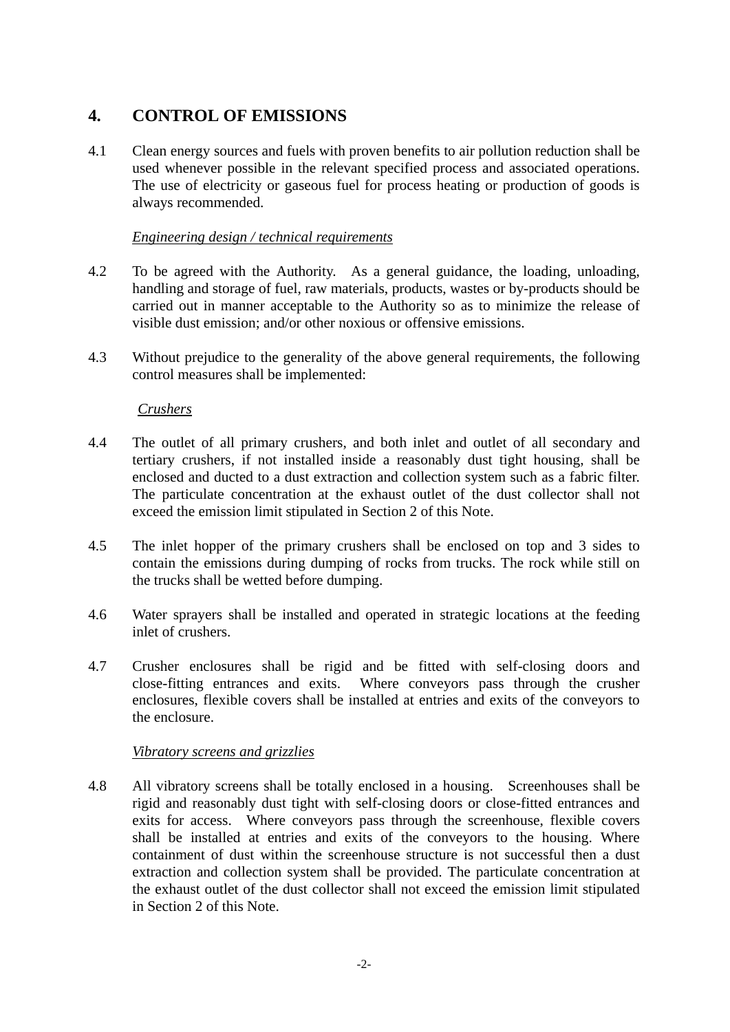## 4. CONTROL OF EMISSIONS

4.1 Clean energy sources and fuels with proven benefits to air pollution reduction shall be used whenever possible in the relevant specified process and associated operations. The use of electricity or gaseous fuel for process heating or production of goods is always recommended.

*Engineering design / technical requirements*

4.2 To be agreed with the Authority. As a general guidance, the loading, unloading, handling and storage of fuel, raw materials, products, wastes or by-products should be carried out in manner acceptable to the Authority so as to minimize the release of visible dust emission; and/or other noxious or offensive emissions.

4.3 Without prejudice to the generality of the above general requirements, the following control measures shall be implemented:

*Crushers*

4.4 The outlet of all primary crushers, and both inlet and outlet of all secondary and tertiary crushers, if not installed inside a reasonably dust tight housing, shall be enclosed and ducted to a dust extraction and collection system such as a fabric filter. The particulate concentration at the exhaust outlet of the dust collector shall not exceed the emission limit stipulated in Section 2 of this Note.

4.5 The inlet hopper of the primary crushers shall be enclosed on top and 3 sides to contain the emissions during dumping of rocks from trucks. The rock while still on the trucks shall be wetted before dumping.

4.6 Water sprayers shall be installed and operated in strategic locations at the feeding inlet of crushers.

4.7 Crusher enclosures shall be rigid and be fitted with self-closing doors and close-fitting entrances and exits. Where conveyors pass through the crusher enclosures, flexible covers shall be installed at entries and exits of the conveyors to the enclosure.

*Vibratory screens and grizzlies*

4.8 All vibratory screens shall be totally enclosed in a housing. Screenhouses shall be rigid and reasonably dust tight with self-closing doors or close-fitted entrances and exits for access. Where conveyors pass through the screenhouse, flexible covers shall be installed at entries and exits of the conveyors to the housing. Where containment of dust within the screenhouse structure is not successful then a dust extraction and collection system shall be provided. The particulate concentration at the exhaust outlet of the dust collector shall not exceed the emission limit stipulated in Section 2 of this Note.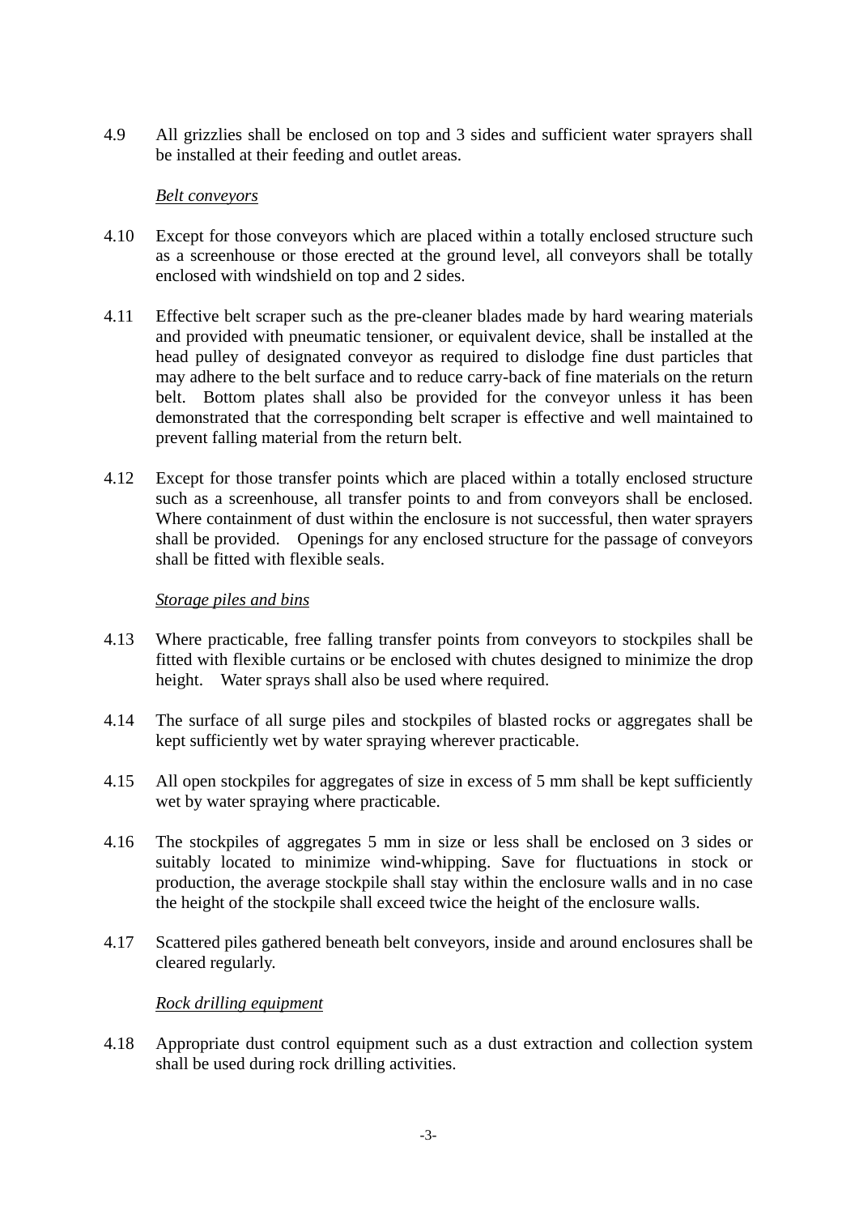4.9 All grizzlies shall be enclosed on top and 3 sides and sufficient water sprayers shall be installed at their feeding and outlet areas.

*Belt conveyors*

4.10 Except for those conveyors which are placed within a totally enclosed structure such as a screenhouse or those erected at the ground level, all conveyors shall be totally enclosed with windshield on top and 2 sides.

4.11 Effective belt scraper such as the pre-cleaner blades made by hard wearing materials and provided with pneumatic tensioner, or equivalent device, shall be installed at the head pulley of designated conveyor as required to dislodge fine dust particles that may adhere to the belt surface and to reduce carry-back of fine materials on the return belt. Bottom plates shall also be provided for the conveyor unless it has been demonstrated that the corresponding belt scraper is effective and well maintained to prevent falling material from the return belt.

4.12 Except for those transfer points which are placed within a totally enclosed structure such as a screenhouse, all transfer points to and from conveyors shall be enclosed. Where containment of dust within the enclosure is not successful, then water sprayers shall be provided. Openings for any enclosed structure for the passage of conveyors shall be fitted with flexible seals.

*Storage piles and bins*

4.13 Where practicable, free falling transfer points from conveyors to stockpiles shall be fitted with flexible curtains or be enclosed with chutes designed to minimize the drop height. Water sprays shall also be used where required.

4.14 The surface of all surge piles and stockpiles of blasted rocks or aggregates shall be kept sufficiently wet by water spraying wherever practicable.

4.15 All open stockpiles for aggregates of size in excess of 5 mm shall be kept sufficiently wet by water spraying where practicable.

4.16 The stockpiles of aggregates 5 mm in size or less shall be enclosed on 3 sides or suitably located to minimize wind-whipping. Save for fluctuations in stock or production, the average stockpile shall stay within the enclosure walls and in no case the height of the stockpile shall exceed twice the height of the enclosure walls.

4.17 Scattered piles gathered beneath belt conveyors, inside and around enclosures shall be cleared regularly.

*Rock drilling equipment*

4.18 Appropriate dust control equipment such as a dust extraction and collection system shall be used during rock drilling activities.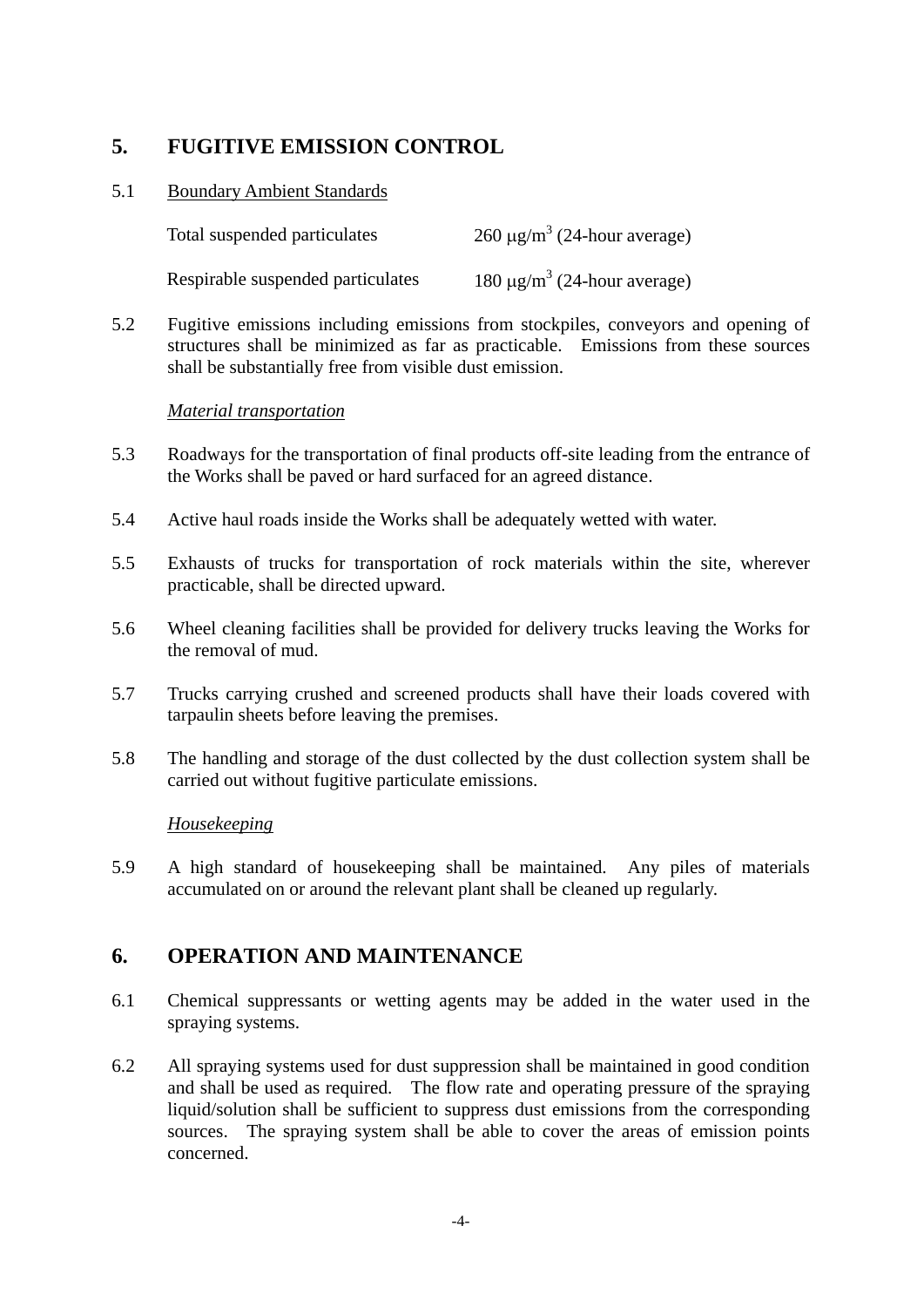## 5. FUGITIVE EMISSION CONTROL

5.1 Boundary Ambient Standards

| | |
|---|---|
| Total suspended particulates | 260 $\mu g/m^3$ (24-hour average) |
| Respirable suspended particulates | 180 $\mu g/m^3$ (24-hour average) |

5.2 Fugitive emissions including emissions from stockpiles, conveyors and opening of structures shall be minimized as far as practicable. Emissions from these sources shall be substantially free from visible dust emission.

*Material transportation*

5.3 Roadways for the transportation of final products off-site leading from the entrance of the Works shall be paved or hard surfaced for an agreed distance.

5.4 Active haul roads inside the Works shall be adequately wetted with water.

5.5 Exhausts of trucks for transportation of rock materials within the site, wherever practicable, shall be directed upward.

5.6 Wheel cleaning facilities shall be provided for delivery trucks leaving the Works for the removal of mud.

5.7 Trucks carrying crushed and screened products shall have their loads covered with tarpaulin sheets before leaving the premises.

5.8 The handling and storage of the dust collected by the dust collection system shall be carried out without fugitive particulate emissions.

*Housekeeping*

5.9 A high standard of housekeeping shall be maintained. Any piles of materials accumulated on or around the relevant plant shall be cleaned up regularly.

## 6. OPERATION AND MAINTENANCE

6.1 Chemical suppressants or wetting agents may be added in the water used in the spraying systems.

6.2 All spraying systems used for dust suppression shall be maintained in good condition and shall be used as required. The flow rate and operating pressure of the spraying liquid/solution shall be sufficient to suppress dust emissions from the corresponding sources. The spraying system shall be able to cover the areas of emission points concerned.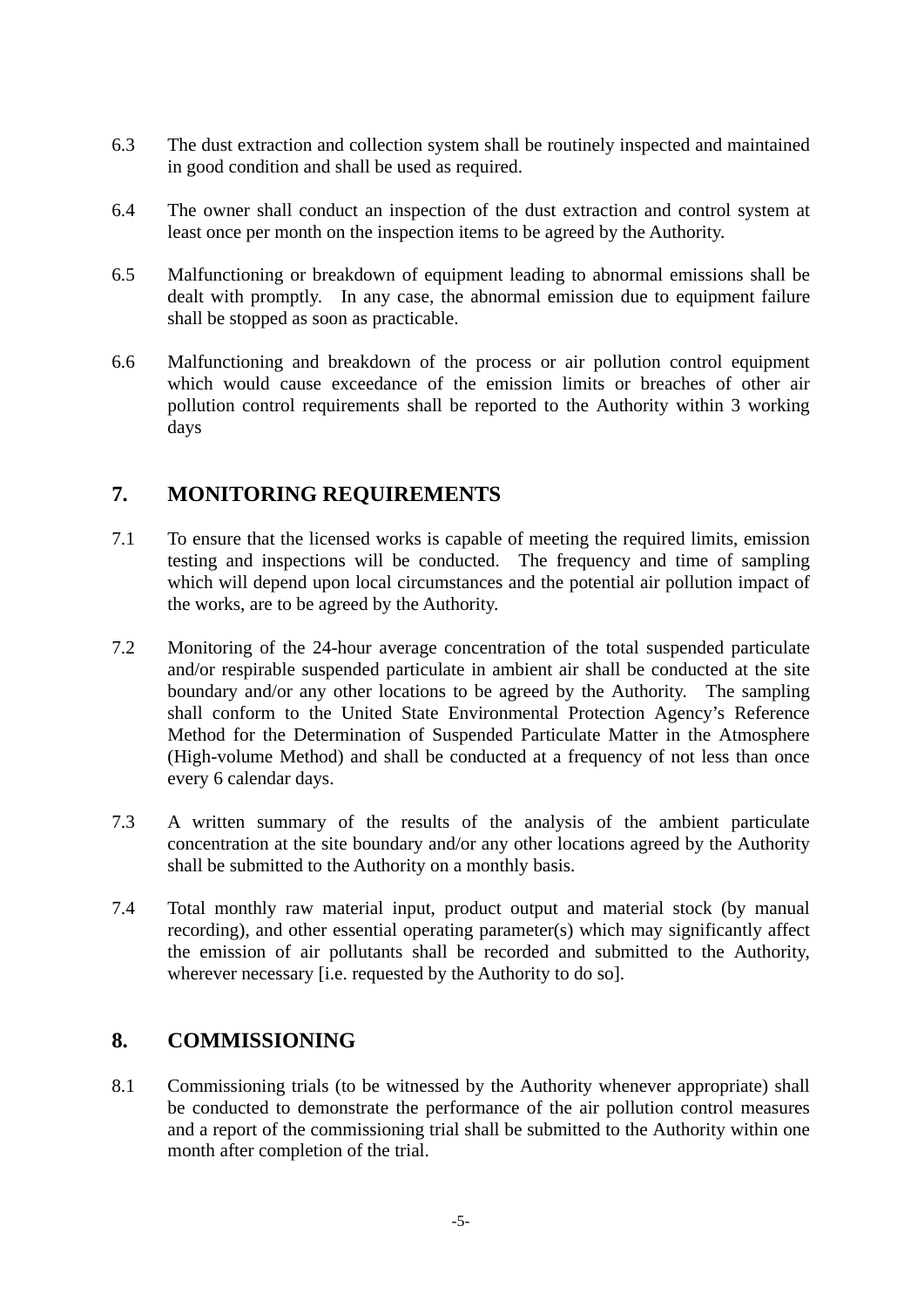6.3 The dust extraction and collection system shall be routinely inspected and maintained in good condition and shall be used as required.

6.4 The owner shall conduct an inspection of the dust extraction and control system at least once per month on the inspection items to be agreed by the Authority.

6.5 Malfunctioning or breakdown of equipment leading to abnormal emissions shall be dealt with promptly. In any case, the abnormal emission due to equipment failure shall be stopped as soon as practicable.

6.6 Malfunctioning and breakdown of the process or air pollution control equipment which would cause exceedance of the emission limits or breaches of other air pollution control requirements shall be reported to the Authority within 3 working days

## 7. MONITORING REQUIREMENTS

7.1 To ensure that the licensed works is capable of meeting the required limits, emission testing and inspections will be conducted. The frequency and time of sampling which will depend upon local circumstances and the potential air pollution impact of the works, are to be agreed by the Authority.

7.2 Monitoring of the 24-hour average concentration of the total suspended particulate and/or respirable suspended particulate in ambient air shall be conducted at the site boundary and/or any other locations to be agreed by the Authority. The sampling shall conform to the United State Environmental Protection Agency's Reference Method for the Determination of Suspended Particulate Matter in the Atmosphere (High-volume Method) and shall be conducted at a frequency of not less than once every 6 calendar days.

7.3 A written summary of the results of the analysis of the ambient particulate concentration at the site boundary and/or any other locations agreed by the Authority shall be submitted to the Authority on a monthly basis.

7.4 Total monthly raw material input, product output and material stock (by manual recording), and other essential operating parameter(s) which may significantly affect the emission of air pollutants shall be recorded and submitted to the Authority, wherever necessary [i.e. requested by the Authority to do so].

## 8. COMMISSIONING

8.1 Commissioning trials (to be witnessed by the Authority whenever appropriate) shall be conducted to demonstrate the performance of the air pollution control measures and a report of the commissioning trial shall be submitted to the Authority within one month after completion of the trial.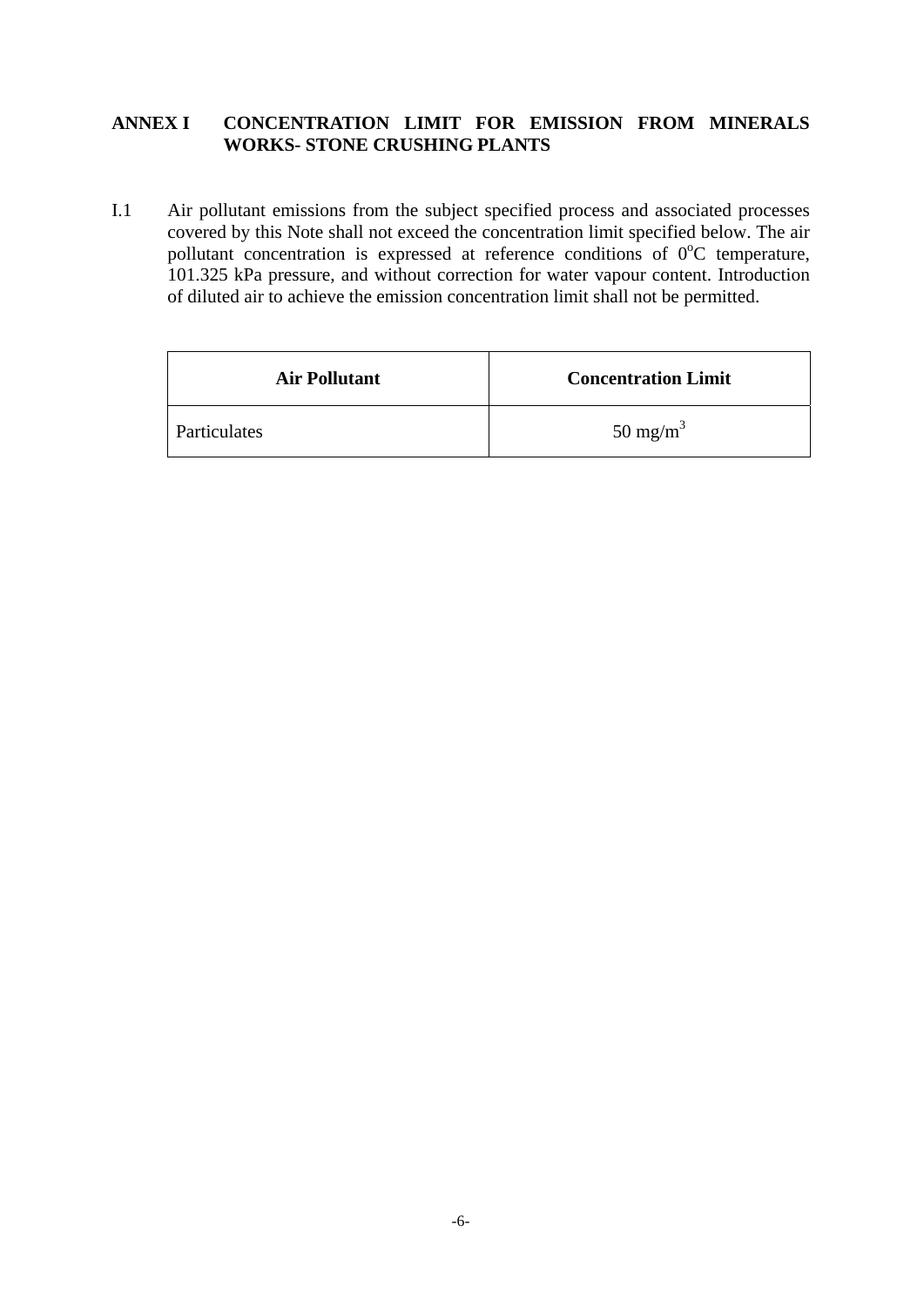## ANNEX I CONCENTRATION LIMIT FOR EMISSION FROM MINERALS WORKS- STONE CRUSHING PLANTS

I.1 Air pollutant emissions from the subject specified process and associated processes covered by this Note shall not exceed the concentration limit specified below. The air pollutant concentration is expressed at reference conditions of $0^{o}C$ temperature, 101.325 kPa pressure, and without correction for water vapour content. Introduction of diluted air to achieve the emission concentration limit shall not be permitted.

| Air Pollutant | Concentration Limit |
|---|---|
| Particulates | 50 $mg/m^3$ |